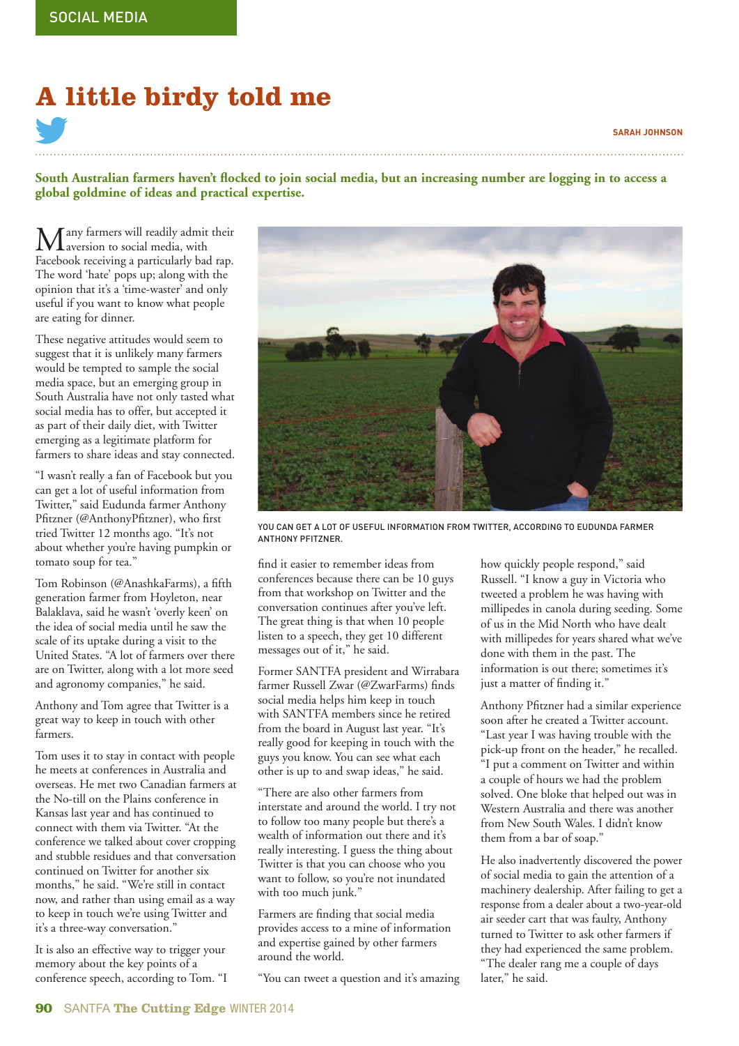SOCIAL MEDIA

# A little birdy told me

SARAH JOHNSON

**South Australian farmers haven't flocked to join social media, but an increasing number are logging in to access a global goldmine of ideas and practical expertise.**

Many farmers will readily admit their aversion to social media, with Facebook receiving a particularly bad rap. The word 'hate' pops up; along with the opinion that it's a 'time-waster' and only useful if you want to know what people are eating for dinner.

These negative attitudes would seem to suggest that it is unlikely many farmers would be tempted to sample the social media space, but an emerging group in South Australia have not only tasted what social media has to offer, but accepted it as part of their daily diet, with Twitter emerging as a legitimate platform for farmers to share ideas and stay connected.

"I wasn't really a fan of Facebook but you can get a lot of useful information from Twitter," said Eudunda farmer Anthony Pfitzner (@AnthonyPfitzner), who first tried Twitter 12 months ago. "It's not about whether you're having pumpkin or tomato soup for tea."

Tom Robinson (@AnashkaFarms), a fifth generation farmer from Hoyleton, near Balaklava, said he wasn't 'overly keen' on the idea of social media until he saw the scale of its uptake during a visit to the United States. "A lot of farmers over there are on Twitter, along with a lot more seed and agronomy companies," he said.

Anthony and Tom agree that Twitter is a great way to keep in touch with other farmers.

Tom uses it to stay in contact with people he meets at conferences in Australia and overseas. He met two Canadian farmers at the No-till on the Plains conference in Kansas last year and has continued to connect with them via Twitter. "At the conference we talked about cover cropping and stubble residues and that conversation continued on Twitter for another six months," he said. "We're still in contact now, and rather than using email as a way to keep in touch we're using Twitter and it's a three-way conversation."

It is also an effective way to trigger your memory about the key points of a conference speech, according to Tom. "I find it easier to remember ideas from conferences because there can be 10 guys from that workshop on Twitter and the conversation continues after you've left. The great thing is that when 10 people listen to a speech, they get 10 different messages out of it," he said.

YOU CAN GET A LOT OF USEFUL INFORMATION FROM TWITTER, ACCORDING TO EUDUNDA FARMER ANTHONY PFITZNER.

Former SANTFA president and Wirrabara farmer Russell Zwar (@ZwarFarms) finds social media helps him keep in touch with SANTFA members since he retired from the board in August last year. "It's really good for keeping in touch with the guys you know. You can see what each other is up to and swap ideas," he said.

"There are also other farmers from interstate and around the world. I try not to follow too many people but there's a wealth of information out there and it's really interesting. I guess the thing about Twitter is that you can choose who you want to follow, so you're not inundated with too much junk."

Farmers are finding that social media provides access to a mine of information and expertise gained by other farmers around the world.

"You can tweet a question and it's amazing how quickly people respond," said Russell. "I know a guy in Victoria who tweeted a problem he was having with millipedes in canola during seeding. Some of us in the Mid North who have dealt with millipedes for years shared what we've done with them in the past. The information is out there; sometimes it's just a matter of finding it."

Anthony Pfitzner had a similar experience soon after he created a Twitter account. "Last year I was having trouble with the pick-up front on the header," he recalled. "I put a comment on Twitter and within a couple of hours we had the problem solved. One bloke that helped out was in Western Australia and there was another from New South Wales. I didn't know them from a bar of soap."

He also inadvertently discovered the power of social media to gain the attention of a machinery dealership. After failing to get a response from a dealer about a two-year-old air seeder cart that was faulty, Anthony turned to Twitter to ask other farmers if they had experienced the same problem. "The dealer rang me a couple of days later," he said.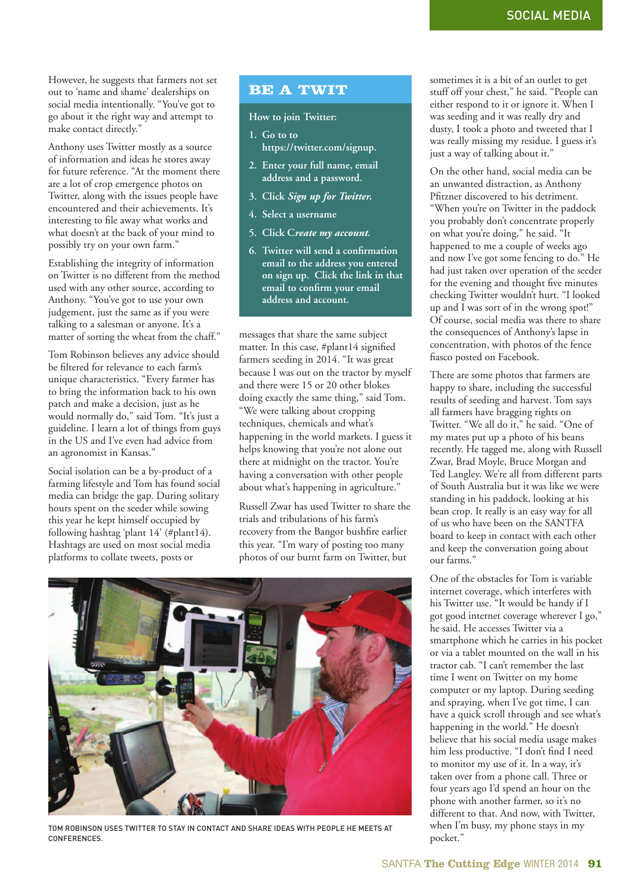However, he suggests that farmers not set out to 'name and shame' dealerships on social media intentionally. "You've got to go about it the right way and attempt to make contact directly."

Anthony uses Twitter mostly as a source of information and ideas he stores away for future reference. "At the moment there are a lot of crop emergence photos on Twitter, along with the issues people have encountered and their achievements. It's interesting to file away what works and what doesn't at the back of your mind to possibly try on your own farm."

Establishing the integrity of information on Twitter is no different from the method used with any other source, according to Anthony. "You've got to use your own judgement, just the same as if you were talking to a salesman or anyone. It's a matter of sorting the wheat from the chaff."

Tom Robinson believes any advice should be filtered for relevance to each farm's unique characteristics. "Every farmer has to bring the information back to his own patch and make a decision, just as he would normally do," said Tom. "It's just a guideline. I learn a lot of things from guys in the US and I've even had advice from an agronomist in Kansas."

Social isolation can be a by-product of a farming lifestyle and Tom has found social media can bridge the gap. During solitary hours spent on the seeder while sowing this year he kept himself occupied by following hashtag 'plant 14' (#plant14). Hashtags are used on most social media platforms to collate tweets, posts or messages that share the same subject matter. In this case, #plant14 signified farmers seeding in 2014. "It was great because I was out on the tractor by myself and there were 15 or 20 other blokes doing exactly the same thing," said Tom. "We were talking about cropping techniques, chemicals and what's happening in the world markets. I guess it helps knowing that you're not alone out there at midnight on the tractor. You're having a conversation with other people about what's happening in agriculture."

Russell Zwar has used Twitter to share the trials and tribulations of his farm's recovery from the Bangor bushfire earlier this year. "I'm wary of posting too many photos of our burnt farm on Twitter, but sometimes it is a bit of an outlet to get stuff off your chest," he said. "People can either respond to it or ignore it. When I was seeding and it was really dry and dusty, I took a photo and tweeted that I was really missing my residue. I guess it's just a way of talking about it."

On the other hand, social media can be an unwanted distraction, as Anthony Pfitzner discovered to his detriment. "When you're on Twitter in the paddock you probably don't concentrate properly on what you're doing," he said. "It happened to me a couple of weeks ago and now I've got some fencing to do." He had just taken over operation of the seeder for the evening and thought five minutes checking Twitter wouldn't hurt. "I looked up and I was sort of in the wrong spot!" Of course, social media was there to share the consequences of Anthony's lapse in concentration, with photos of the fence fiasco posted on Facebook.

There are some photos that farmers are happy to share, including the successful results of seeding and harvest. Tom says all farmers have bragging rights on Twitter. "We all do it," he said. "One of my mates put up a photo of his beans recently. He tagged me, along with Russell Zwar, Brad Moyle, Bruce Morgan and Ted Langley. We're all from different parts of South Australia but it was like we were standing in his paddock, looking at his bean crop. It really is an easy way for all of us who have been on the SANTFA board to keep in contact with each other and keep the conversation going about our farms."

One of the obstacles for Tom is variable internet coverage, which interferes with his Twitter use. "It would be handy if I got good internet coverage wherever I go," he said. He accesses Twitter via a smartphone which he carries in his pocket or via a tablet mounted on the wall in his tractor cab. "I can't remember the last time I went on Twitter on my home computer or my laptop. During seeding and spraying, when I've got time, I can have a quick scroll through and see what's happening in the world." He doesn't believe that his social media usage makes him less productive. "I don't find I need to monitor my use of it. In a way, it's taken over from a phone call. Three or four years ago I'd spend an hour on the phone with another farmer, so it's no different to that. And now, with Twitter, when I'm busy, my phone stays in my pocket."

## BE A TWIT

How to join Twitter:

1. Go to to https://twitter.com/signup.
2. Enter your full name, email address and a password.
3. Click ***Sign up for Twitter.***
4. Select a username
5. Click ***Create my account.***
6. Twitter will send a confirmation email to the address you entered on sign up. Click the link in that email to confirm your email address and account.

TOM ROBINSON USES TWITTER TO STAY IN CONTACT AND SHARE IDEAS WITH PEOPLE HE MEETS AT CONFERENCES.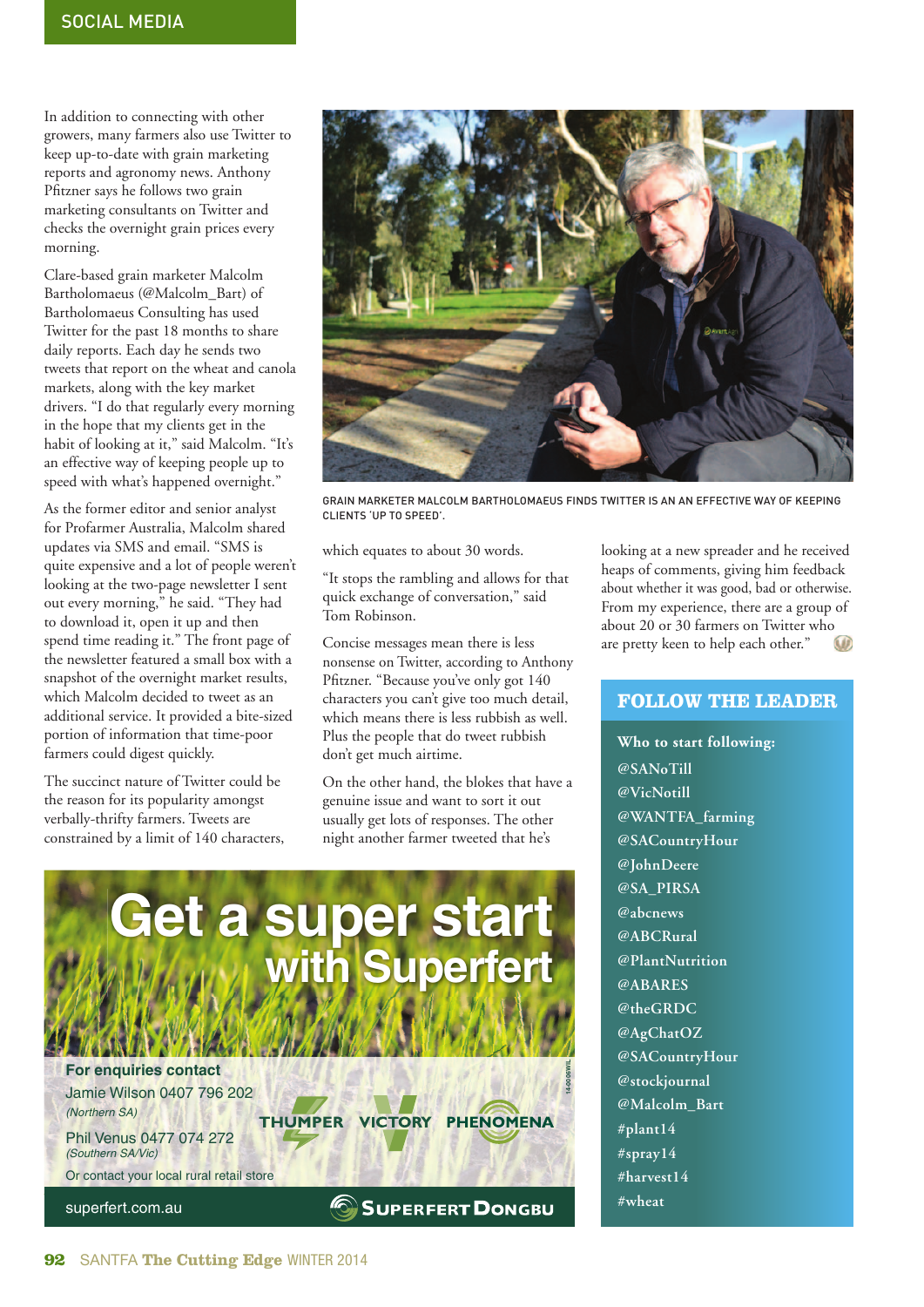In addition to connecting with other growers, many farmers also use Twitter to keep up-to-date with grain marketing reports and agronomy news. Anthony Pfitzner says he follows two grain marketing consultants on Twitter and checks the overnight grain prices every morning.

Clare-based grain marketer Malcolm Bartholomaeus (@Malcolm_Bart) of Bartholomaeus Consulting has used Twitter for the past 18 months to share daily reports. Each day he sends two tweets that report on the wheat and canola markets, along with the key market drivers. "I do that regularly every morning in the hope that my clients get in the habit of looking at it," said Malcolm. "It's an effective way of keeping people up to speed with what's happened overnight."

As the former editor and senior analyst for Profarmer Australia, Malcolm shared updates via SMS and email. "SMS is quite expensive and a lot of people weren't looking at the two-page newsletter I sent out every morning," he said. "They had to download it, open it up and then spend time reading it." The front page of the newsletter featured a small box with a snapshot of the overnight market results, which Malcolm decided to tweet as an additional service. It provided a bite-sized portion of information that time-poor farmers could digest quickly.

The succinct nature of Twitter could be the reason for its popularity amongst verbally-thrifty farmers. Tweets are constrained by a limit of 140 characters, which equates to about 30 words.

GRAIN MARKETER MALCOLM BARTHOLOMAEUS FINDS TWITTER IS AN AN EFFECTIVE WAY OF KEEPING CLIENTS 'UP TO SPEED'.

"It stops the rambling and allows for that quick exchange of conversation," said Tom Robinson.

Concise messages mean there is less nonsense on Twitter, according to Anthony Pfitzner. "Because you've only got 140 characters you can't give too much detail, which means there is less rubbish as well. Plus the people that do tweet rubbish don't get much airtime.

On the other hand, the blokes that have a genuine issue and want to sort it out usually get lots of responses. The other night another farmer tweeted that he's looking at a new spreader and he received heaps of comments, giving him feedback about whether it was good, bad or otherwise. From my experience, there are a group of about 20 or 30 farmers on Twitter who are pretty keen to help each other."

## FOLLOW THE LEADER

**Who to start following:**

@SANoTill
@VicNotill
@WANTFA_farming
@SACountryHour
@JohnDeere
@SA_PIRSA
@abcnews
@ABCRural
@PlantNutrition
@ABARES
@theGRDC
@AgChatOZ
@SACountryHour
@stockjournal
@Malcolm_Bart
#plant14
#spray14
#harvest14
#wheat

# Get a super start with Superfert

**For enquiries contact**
Jamie Wilson 0407 796 202
*(Northern SA)*
Phil Venus 0477 074 272
*(Southern SA/Vic)*
Or contact your local rural retail store

THUMPER VICTORY PHENOMENA

superfert.com.au

SUPERFERT DONGBU